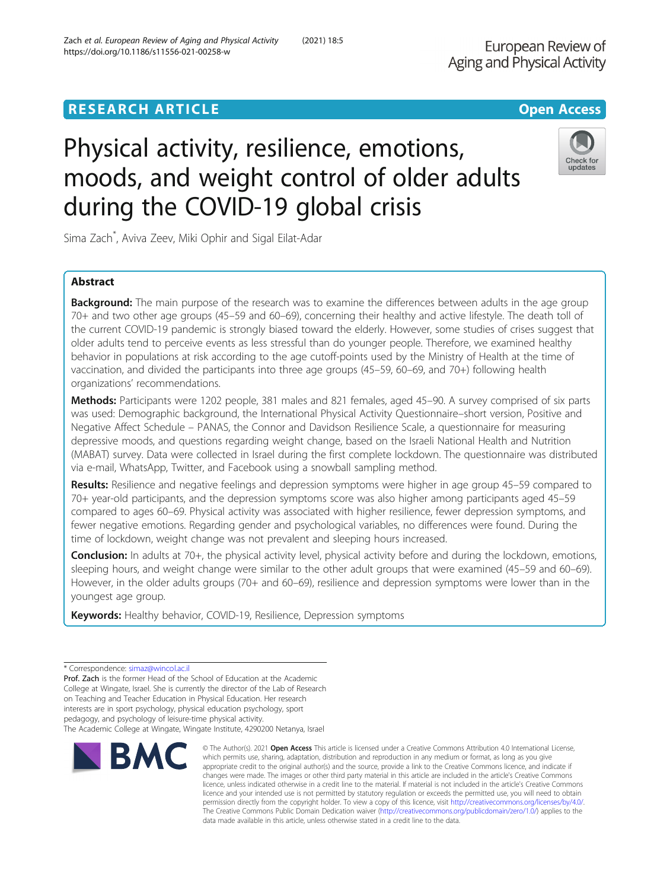RESEARCH ARTICLE

Open Access

# Physical activity, resilience, emotions, moods, and weight control of older adults during the COVID-19 global crisis

Sima Zach*, Aviva Zeev, Miki Ophir and Sigal Eilat-Adar

## Abstract

**Background:** The main purpose of the research was to examine the differences between adults in the age group 70+ and two other age groups (45–59 and 60–69), concerning their healthy and active lifestyle. The death toll of the current COVID-19 pandemic is strongly biased toward the elderly. However, some studies of crises suggest that older adults tend to perceive events as less stressful than do younger people. Therefore, we examined healthy behavior in populations at risk according to the age cutoff-points used by the Ministry of Health at the time of vaccination, and divided the participants into three age groups (45–59, 60–69, and 70+) following health organizations' recommendations.

**Methods:** Participants were 1202 people, 381 males and 821 females, aged 45–90. A survey comprised of six parts was used: Demographic background, the International Physical Activity Questionnaire–short version, Positive and Negative Affect Schedule – PANAS, the Connor and Davidson Resilience Scale, a questionnaire for measuring depressive moods, and questions regarding weight change, based on the Israeli National Health and Nutrition (MABAT) survey. Data were collected in Israel during the first complete lockdown. The questionnaire was distributed via e-mail, WhatsApp, Twitter, and Facebook using a snowball sampling method.

**Results:** Resilience and negative feelings and depression symptoms were higher in age group 45–59 compared to 70+ year-old participants, and the depression symptoms score was also higher among participants aged 45–59 compared to ages 60–69. Physical activity was associated with higher resilience, fewer depression symptoms, and fewer negative emotions. Regarding gender and psychological variables, no differences were found. During the time of lockdown, weight change was not prevalent and sleeping hours increased.

**Conclusion:** In adults at 70+, the physical activity level, physical activity before and during the lockdown, emotions, sleeping hours, and weight change were similar to the other adult groups that were examined (45–59 and 60–69). However, in the older adults groups (70+ and 60–69), resilience and depression symptoms were lower than in the youngest age group.

**Keywords:** Healthy behavior, COVID-19, Resilience, Depression symptoms

---

* Correspondence: simaz@wincol.ac.il

Prof. Zach is the former Head of the School of Education at the Academic College at Wingate, Israel. She is currently the director of the Lab of Research on Teaching and Teacher Education in Physical Education. Her research interests are in sport psychology, physical education psychology, sport pedagogy, and psychology of leisure-time physical activity.

The Academic College at Wingate, Wingate Institute, 4290200 Netanya, Israel

© The Author(s). 2021 **Open Access** This article is licensed under a Creative Commons Attribution 4.0 International License, which permits use, sharing, adaptation, distribution and reproduction in any medium or format, as long as you give appropriate credit to the original author(s) and the source, provide a link to the Creative Commons licence, and indicate if changes were made. The images or other third party material in this article are included in the article's Creative Commons licence, unless indicated otherwise in a credit line to the material. If material is not included in the article's Creative Commons licence and your intended use is not permitted by statutory regulation or exceeds the permitted use, you will need to obtain permission directly from the copyright holder. To view a copy of this licence, visit http://creativecommons.org/licenses/by/4.0/. The Creative Commons Public Domain Dedication waiver (http://creativecommons.org/publicdomain/zero/1.0/) applies to the data made available in this article, unless otherwise stated in a credit line to the data.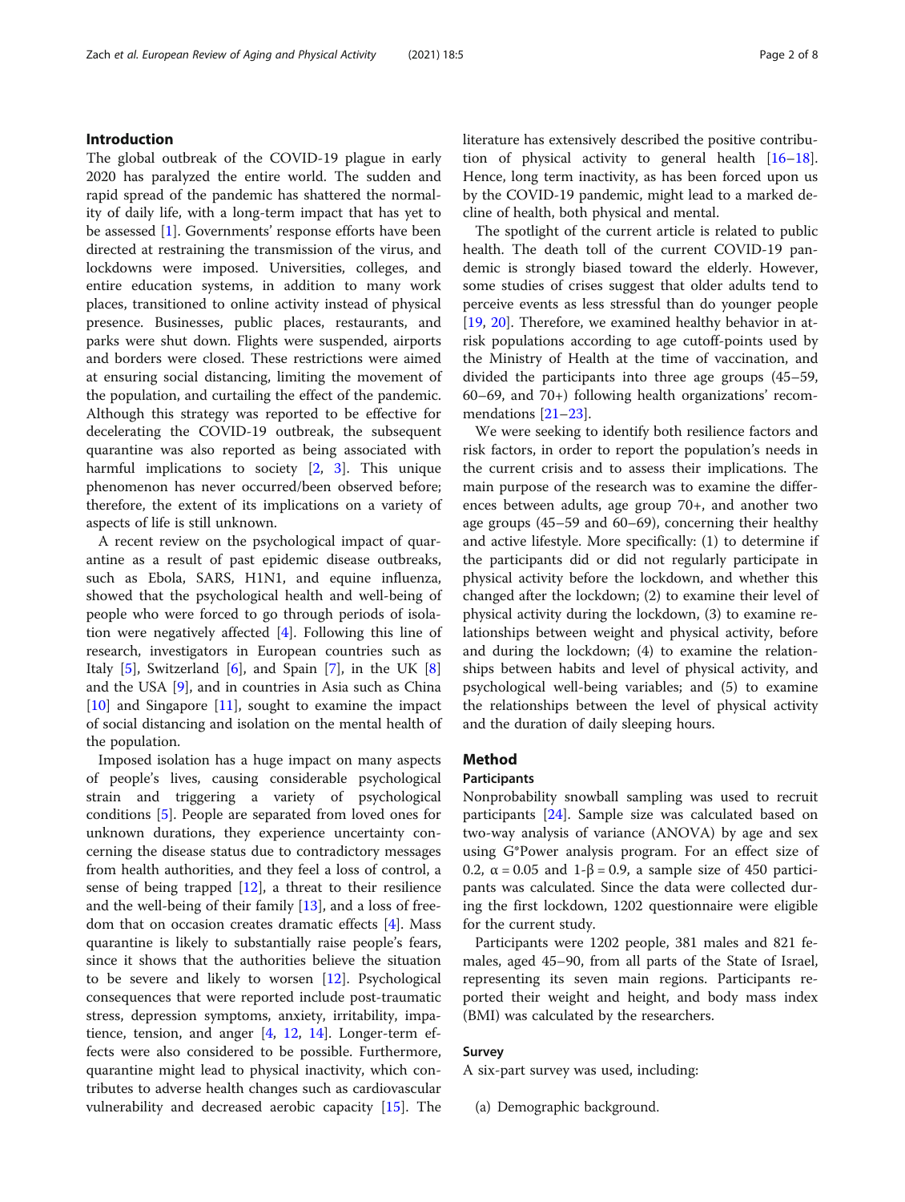## Introduction

The global outbreak of the COVID-19 plague in early 2020 has paralyzed the entire world. The sudden and rapid spread of the pandemic has shattered the normality of daily life, with a long-term impact that has yet to be assessed [1]. Governments' response efforts have been directed at restraining the transmission of the virus, and lockdowns were imposed. Universities, colleges, and entire education systems, in addition to many work places, transitioned to online activity instead of physical presence. Businesses, public places, restaurants, and parks were shut down. Flights were suspended, airports and borders were closed. These restrictions were aimed at ensuring social distancing, limiting the movement of the population, and curtailing the effect of the pandemic. Although this strategy was reported to be effective for decelerating the COVID-19 outbreak, the subsequent quarantine was also reported as being associated with harmful implications to society [2, 3]. This unique phenomenon has never occurred/been observed before; therefore, the extent of its implications on a variety of aspects of life is still unknown.

A recent review on the psychological impact of quarantine as a result of past epidemic disease outbreaks, such as Ebola, SARS, H1N1, and equine influenza, showed that the psychological health and well-being of people who were forced to go through periods of isolation were negatively affected [4]. Following this line of research, investigators in European countries such as Italy [5], Switzerland [6], and Spain [7], in the UK [8] and the USA [9], and in countries in Asia such as China [10] and Singapore [11], sought to examine the impact of social distancing and isolation on the mental health of the population.

Imposed isolation has a huge impact on many aspects of people's lives, causing considerable psychological strain and triggering a variety of psychological conditions [5]. People are separated from loved ones for unknown durations, they experience uncertainty concerning the disease status due to contradictory messages from health authorities, and they feel a loss of control, a sense of being trapped [12], a threat to their resilience and the well-being of their family [13], and a loss of freedom that on occasion creates dramatic effects [4]. Mass quarantine is likely to substantially raise people's fears, since it shows that the authorities believe the situation to be severe and likely to worsen [12]. Psychological consequences that were reported include post-traumatic stress, depression symptoms, anxiety, irritability, impatience, tension, and anger [4, 12, 14]. Longer-term effects were also considered to be possible. Furthermore, quarantine might lead to physical inactivity, which contributes to adverse health changes such as cardiovascular vulnerability and decreased aerobic capacity [15]. The literature has extensively described the positive contribution of physical activity to general health [16–18]. Hence, long term inactivity, as has been forced upon us by the COVID-19 pandemic, might lead to a marked decline of health, both physical and mental.

The spotlight of the current article is related to public health. The death toll of the current COVID-19 pandemic is strongly biased toward the elderly. However, some studies of crises suggest that older adults tend to perceive events as less stressful than do younger people [19, 20]. Therefore, we examined healthy behavior in at-risk populations according to age cutoff-points used by the Ministry of Health at the time of vaccination, and divided the participants into three age groups (45–59, 60–69, and 70+) following health organizations' recommendations [21–23].

We were seeking to identify both resilience factors and risk factors, in order to report the population's needs in the current crisis and to assess their implications. The main purpose of the research was to examine the differences between adults, age group 70+, and another two age groups (45–59 and 60–69), concerning their healthy and active lifestyle. More specifically: (1) to determine if the participants did or did not regularly participate in physical activity before the lockdown, and whether this changed after the lockdown; (2) to examine their level of physical activity during the lockdown, (3) to examine relationships between weight and physical activity, before and during the lockdown; (4) to examine the relationships between habits and level of physical activity, and psychological well-being variables; and (5) to examine the relationships between the level of physical activity and the duration of daily sleeping hours.

## Method

### Participants

Nonprobability snowball sampling was used to recruit participants [24]. Sample size was calculated based on two-way analysis of variance (ANOVA) by age and sex using G*Power analysis program. For an effect size of 0.2, $\alpha = 0.05$ and $1-\beta = 0.9$, a sample size of 450 participants was calculated. Since the data were collected during the first lockdown, 1202 questionnaire were eligible for the current study.

Participants were 1202 people, 381 males and 821 females, aged 45–90, from all parts of the State of Israel, representing its seven main regions. Participants reported their weight and height, and body mass index (BMI) was calculated by the researchers.

### Survey

A six-part survey was used, including:

(a) Demographic background.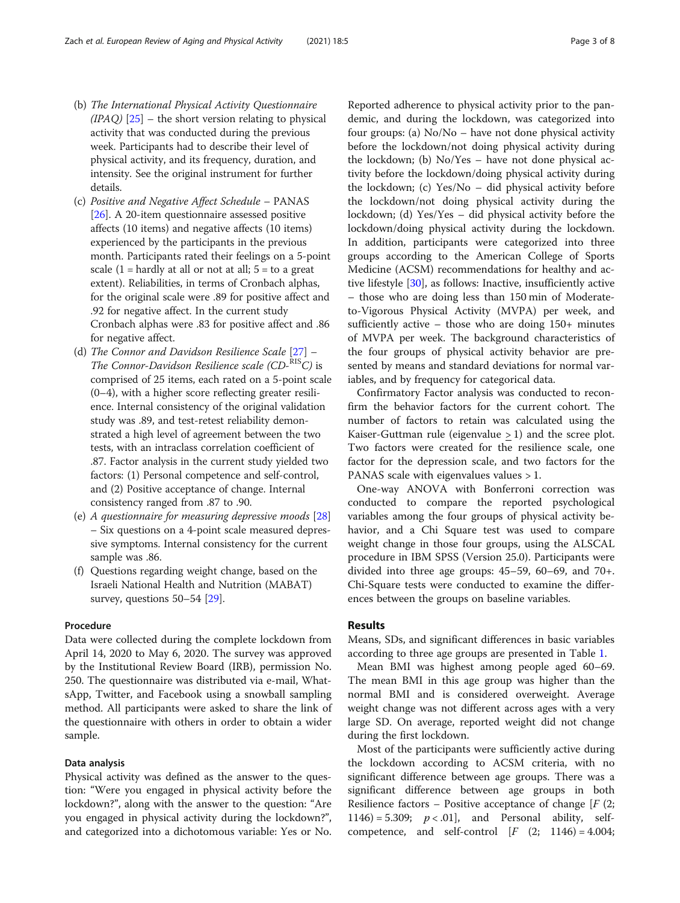(b) *The International Physical Activity Questionnaire (IPAQ)* [25] – the short version relating to physical activity that was conducted during the previous week. Participants had to describe their level of physical activity, and its frequency, duration, and intensity. See the original instrument for further details.

(c) *Positive and Negative Affect Schedule* – PANAS [26]. A 20-item questionnaire assessed positive affects (10 items) and negative affects (10 items) experienced by the participants in the previous month. Participants rated their feelings on a 5-point scale (1 = hardly at all or not at all; 5 = to a great extent). Reliabilities, in terms of Cronbach alphas, for the original scale were .89 for positive affect and .92 for negative affect. In the current study Cronbach alphas were .83 for positive affect and .86 for negative affect.

(d) *The Connor and Davidson Resilience Scale* [27] – *The Connor-Davidson Resilience scale (CD-RISC)* is comprised of 25 items, each rated on a 5-point scale (0–4), with a higher score reflecting greater resilience. Internal consistency of the original validation study was .89, and test-retest reliability demonstrated a high level of agreement between the two tests, with an intraclass correlation coefficient of .87. Factor analysis in the current study yielded two factors: (1) Personal competence and self-control, and (2) Positive acceptance of change. Internal consistency ranged from .87 to .90.

(e) *A questionnaire for measuring depressive moods* [28] – Six questions on a 4-point scale measured depressive symptoms. Internal consistency for the current sample was .86.

(f) Questions regarding weight change, based on the Israeli National Health and Nutrition (MABAT) survey, questions 50–54 [29].

### Procedure

Data were collected during the complete lockdown from April 14, 2020 to May 6, 2020. The survey was approved by the Institutional Review Board (IRB), permission No. 250. The questionnaire was distributed via e-mail, WhatsApp, Twitter, and Facebook using a snowball sampling method. All participants were asked to share the link of the questionnaire with others in order to obtain a wider sample.

### Data analysis

Physical activity was defined as the answer to the question: "Were you engaged in physical activity before the lockdown?", along with the answer to the question: "Are you engaged in physical activity during the lockdown?", and categorized into a dichotomous variable: Yes or No. Reported adherence to physical activity prior to the pandemic, and during the lockdown, was categorized into four groups: (a) No/No – have not done physical activity before the lockdown/not doing physical activity during the lockdown; (b) No/Yes – have not done physical activity before the lockdown/doing physical activity during the lockdown; (c) Yes/No – did physical activity before the lockdown/not doing physical activity during the lockdown; (d) Yes/Yes – did physical activity before the lockdown/doing physical activity during the lockdown. In addition, participants were categorized into three groups according to the American College of Sports Medicine (ACSM) recommendations for healthy and active lifestyle [30], as follows: Inactive, insufficiently active – those who are doing less than 150 min of Moderate-to-Vigorous Physical Activity (MVPA) per week, and sufficiently active – those who are doing 150+ minutes of MVPA per week. The background characteristics of the four groups of physical activity behavior are presented by means and standard deviations for normal variables, and by frequency for categorical data.

Confirmatory Factor analysis was conducted to reconfirm the behavior factors for the current cohort. The number of factors to retain was calculated using the Kaiser-Guttman rule (eigenvalue $\geq 1$) and the scree plot. Two factors were created for the resilience scale, one factor for the depression scale, and two factors for the PANAS scale with eigenvalues values > 1.

One-way ANOVA with Bonferroni correction was conducted to compare the reported psychological variables among the four groups of physical activity behavior, and a Chi Square test was used to compare weight change in those four groups, using the ALSCAL procedure in IBM SPSS (Version 25.0). Participants were divided into three age groups: 45–59, 60–69, and 70+. Chi-Square tests were conducted to examine the differences between the groups on baseline variables.

## Results

Means, SDs, and significant differences in basic variables according to three age groups are presented in Table 1.

Mean BMI was highest among people aged 60–69. The mean BMI in this age group was higher than the normal BMI and is considered overweight. Average weight change was not different across ages with a very large SD. On average, reported weight did not change during the first lockdown.

Most of the participants were sufficiently active during the lockdown according to ACSM criteria, with no significant difference between age groups. There was a significant difference between age groups in both Resilience factors – Positive acceptance of change [$F$ (2; 1146) = 5.309; $p < .01$], and Personal ability, self-competence, and self-control [$F$ (2; 1146) = 4.004;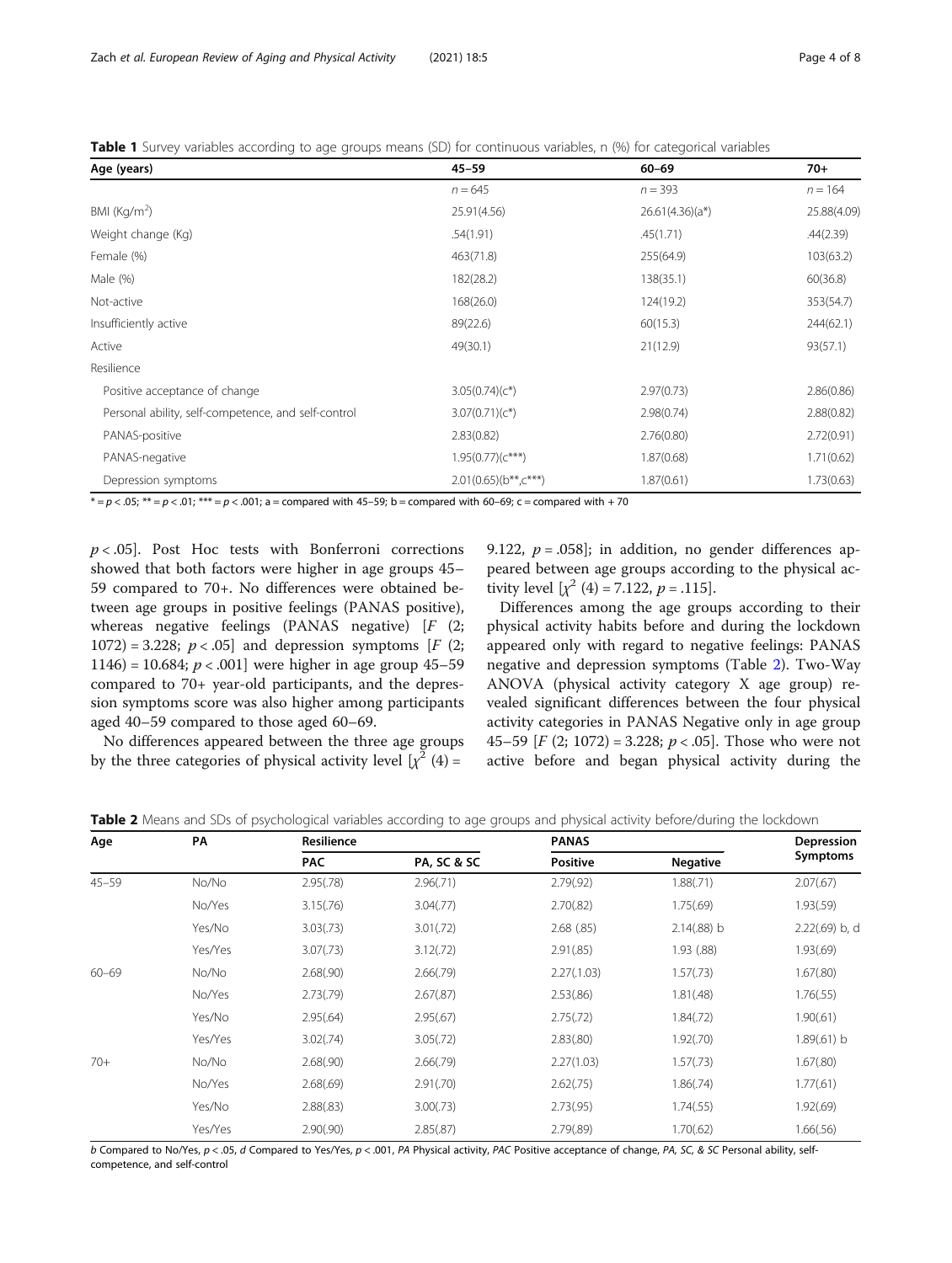**Table 1** Survey variables according to age groups means (SD) for continuous variables, n (%) for categorical variables

| Age (years) | 45–59 | 60–69 | 70+ |
|---|---|---|---|
| | $n = 645$ | $n = 393$ | $n = 164$ |
| BMI (Kg/m$^2$) | 25.91(4.56) | 26.61(4.36)(a*) | 25.88(4.09) |
| Weight change (Kg) | .54(1.91) | .45(1.71) | .44(2.39) |
| Female (%) | 463(71.8) | 255(64.9) | 103(63.2) |
| Male (%) | 182(28.2) | 138(35.1) | 60(36.8) |
| Not-active | 168(26.0) | 124(19.2) | 353(54.7) |
| Insufficiently active | 89(22.6) | 60(15.3) | 244(62.1) |
| Active | 49(30.1) | 21(12.9) | 93(57.1) |
| Resilience | | | |
| Positive acceptance of change | 3.05(0.74)(c*) | 2.97(0.73) | 2.86(0.86) |
| Personal ability, self-competence, and self-control | 3.07(0.71)(c*) | 2.98(0.74) | 2.88(0.82) |
| PANAS-positive | 2.83(0.82) | 2.76(0.80) | 2.72(0.91) |
| PANAS-negative | 1.95(0.77)(c***) | 1.87(0.68) | 1.71(0.62) |
| Depression symptoms | 2.01(0.65)(b**,c***) | 1.87(0.61) | 1.73(0.63) |

* = $p < .05$; ** = $p < .01$; *** = $p < .001$; a = compared with 45–59; b = compared with 60–69; c = compared with + 70

$p < .05$]. Post Hoc tests with Bonferroni corrections showed that both factors were higher in age groups 45–59 compared to 70+. No differences were obtained between age groups in positive feelings (PANAS positive), whereas negative feelings (PANAS negative) [$F$ (2; 1072) = 3.228; $p < .05$] and depression symptoms [$F$ (2; 1146) = 10.684; $p < .001$] were higher in age group 45–59 compared to 70+ year-old participants, and the depression symptoms score was also higher among participants aged 40–59 compared to those aged 60–69.

No differences appeared between the three age groups by the three categories of physical activity level [$\chi^2$ (4) = 9.122, $p = .058$]; in addition, no gender differences appeared between age groups according to the physical activity level [$\chi^2$ (4) = 7.122, $p = .115$].

Differences among the age groups according to their physical activity habits before and during the lockdown appeared only with regard to negative feelings: PANAS negative and depression symptoms (Table 2). Two-Way ANOVA (physical activity category X age group) revealed significant differences between the four physical activity categories in PANAS Negative only in age group 45–59 [$F$ (2; 1072) = 3.228; $p < .05$]. Those who were not active before and began physical activity during the

**Table 2** Means and SDs of psychological variables according to age groups and physical activity before/during the lockdown

| Age | PA | Resilience | | PANAS | | Depression Symptoms |
|---|---|---|---|---|---|---|
| | | PAC | PA, SC & SC | Positive | Negative | |
| 45–59 | No/No | 2.95(.78) | 2.96(.71) | 2.79(.92) | 1.88(.71) | 2.07(.67) |
| | No/Yes | 3.15(.76) | 3.04(.77) | 2.70(.82) | 1.75(.69) | 1.93(.59) |
| | Yes/No | 3.03(.73) | 3.01(.72) | 2.68 (.85) | 2.14(.88) b | 2.22(.69) b, d |
| | Yes/Yes | 3.07(.73) | 3.12(.72) | 2.91(.85) | 1.93 (.88) | 1.93(.69) |
| 60–69 | No/No | 2.68(.90) | 2.66(.79) | 2.27(1.03) | 1.57(.73) | 1.67(.80) |
| | No/Yes | 2.73(.79) | 2.67(.87) | 2.53(.86) | 1.81(.48) | 1.76(.55) |
| | Yes/No | 2.95(.64) | 2.95(.67) | 2.75(.72) | 1.84(.72) | 1.90(.61) |
| | Yes/Yes | 3.02(.74) | 3.05(.72) | 2.83(.80) | 1.92(.70) | 1.89(.61) b |
| 70+ | No/No | 2.68(.90) | 2.66(.79) | 2.27(1.03) | 1.57(.73) | 1.67(.80) |
| | No/Yes | 2.68(.69) | 2.91(.70) | 2.62(.75) | 1.86(.74) | 1.77(.61) |
| | Yes/No | 2.88(.83) | 3.00(.73) | 2.73(.95) | 1.74(.55) | 1.92(.69) |
| | Yes/Yes | 2.90(.90) | 2.85(.87) | 2.79(.89) | 1.70(.62) | 1.66(.56) |

*b* Compared to No/Yes, $p < .05$, *d* Compared to Yes/Yes, $p < .001$, *PA* Physical activity, *PAC* Positive acceptance of change, *PA, SC, & SC* Personal ability, self-competence, and self-control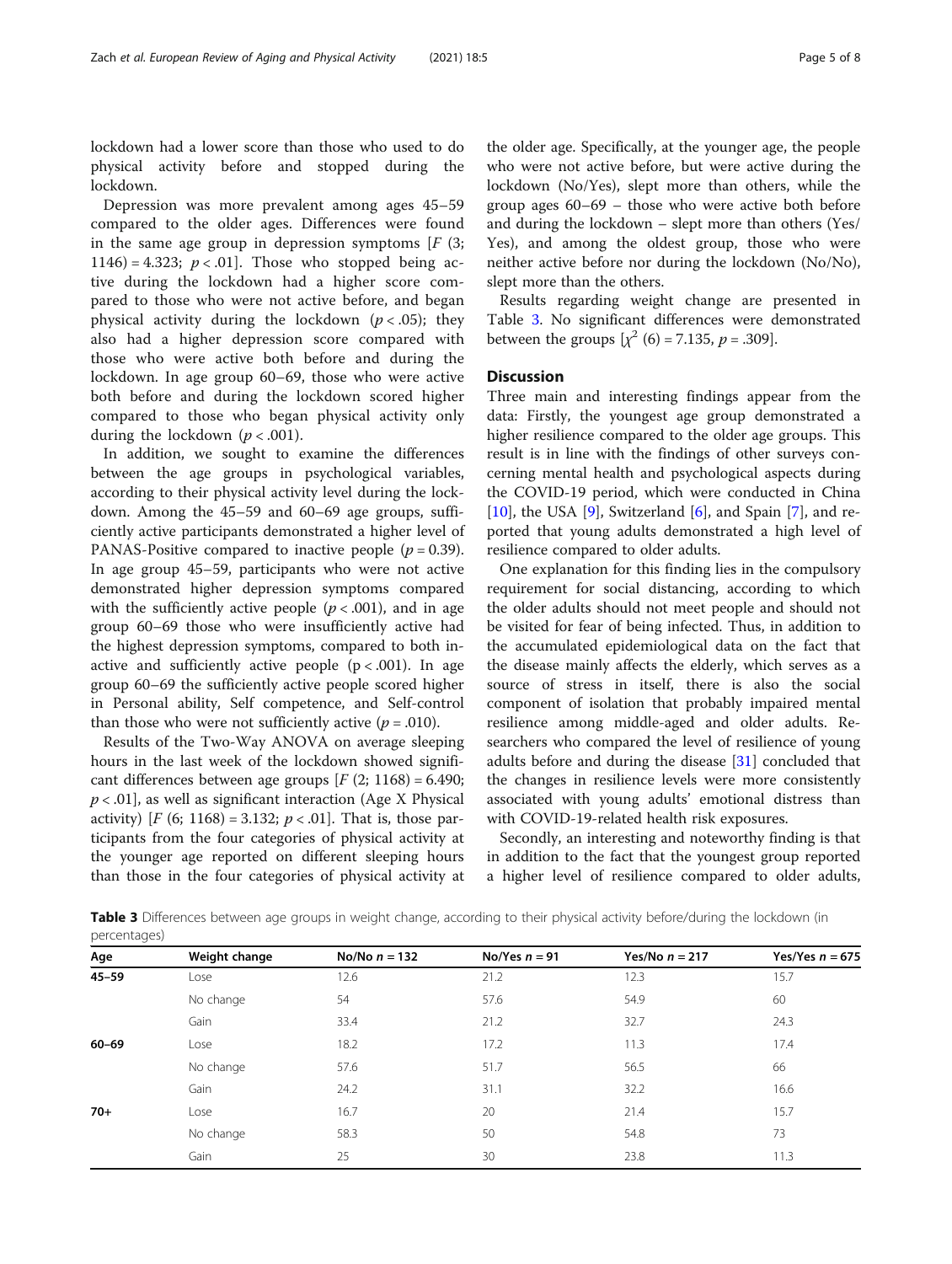lockdown had a lower score than those who used to do physical activity before and stopped during the lockdown.

Depression was more prevalent among ages 45–59 compared to the older ages. Differences were found in the same age group in depression symptoms [$F$ (3; 1146) = 4.323; $p < .01$]. Those who stopped being active during the lockdown had a higher score compared to those who were not active before, and began physical activity during the lockdown ($p < .05$); they also had a higher depression score compared with those who were active both before and during the lockdown. In age group 60–69, those who were active both before and during the lockdown scored higher compared to those who began physical activity only during the lockdown ($p < .001$).

In addition, we sought to examine the differences between the age groups in psychological variables, according to their physical activity level during the lockdown. Among the 45–59 and 60–69 age groups, sufficiently active participants demonstrated a higher level of PANAS-Positive compared to inactive people ($p = 0.39$). In age group 45–59, participants who were not active demonstrated higher depression symptoms compared with the sufficiently active people ($p < .001$), and in age group 60–69 those who were insufficiently active had the highest depression symptoms, compared to both inactive and sufficiently active people ($p < .001$). In age group 60–69 the sufficiently active people scored higher in Personal ability, Self competence, and Self-control than those who were not sufficiently active ($p = .010$).

Results of the Two-Way ANOVA on average sleeping hours in the last week of the lockdown showed significant differences between age groups [$F$ (2; 1168) = 6.490; $p < .01$], as well as significant interaction (Age X Physical activity) [$F$ (6; 1168) = 3.132; $p < .01$]. That is, those participants from the four categories of physical activity at the younger age reported on different sleeping hours than those in the four categories of physical activity at the older age. Specifically, at the younger age, the people who were not active before, but were active during the lockdown (No/Yes), slept more than others, while the group ages 60–69 – those who were active both before and during the lockdown – slept more than others (Yes/Yes), and among the oldest group, those who were neither active before nor during the lockdown (No/No), slept more than the others.

Results regarding weight change are presented in Table 3. No significant differences were demonstrated between the groups [$\chi^2$ (6) = 7.135, $p = .309$].

## Discussion

Three main and interesting findings appear from the data: Firstly, the youngest age group demonstrated a higher resilience compared to the older age groups. This result is in line with the findings of other surveys concerning mental health and psychological aspects during the COVID-19 period, which were conducted in China [10], the USA [9], Switzerland [6], and Spain [7], and reported that young adults demonstrated a high level of resilience compared to older adults.

One explanation for this finding lies in the compulsory requirement for social distancing, according to which the older adults should not meet people and should not be visited for fear of being infected. Thus, in addition to the accumulated epidemiological data on the fact that the disease mainly affects the elderly, which serves as a source of stress in itself, there is also the social component of isolation that probably impaired mental resilience among middle-aged and older adults. Researchers who compared the level of resilience of young adults before and during the disease [31] concluded that the changes in resilience levels were more consistently associated with young adults' emotional distress than with COVID-19-related health risk exposures.

Secondly, an interesting and noteworthy finding is that in addition to the fact that the youngest group reported a higher level of resilience compared to older adults,

**Table 3** Differences between age groups in weight change, according to their physical activity before/during the lockdown (in percentages)

| Age | Weight change | No/No $n$ = 132 | No/Yes $n$ = 91 | Yes/No $n$ = 217 | Yes/Yes $n$ = 675 |
|---|---|---|---|---|---|
| **45–59** | Lose | 12.6 | 21.2 | 12.3 | 15.7 |
| | No change | 54 | 57.6 | 54.9 | 60 |
| | Gain | 33.4 | 21.2 | 32.7 | 24.3 |
| **60–69** | Lose | 18.2 | 17.2 | 11.3 | 17.4 |
| | No change | 57.6 | 51.7 | 56.5 | 66 |
| | Gain | 24.2 | 31.1 | 32.2 | 16.6 |
| **70+** | Lose | 16.7 | 20 | 21.4 | 15.7 |
| | No change | 58.3 | 50 | 54.8 | 73 |
| | Gain | 25 | 30 | 23.8 | 11.3 |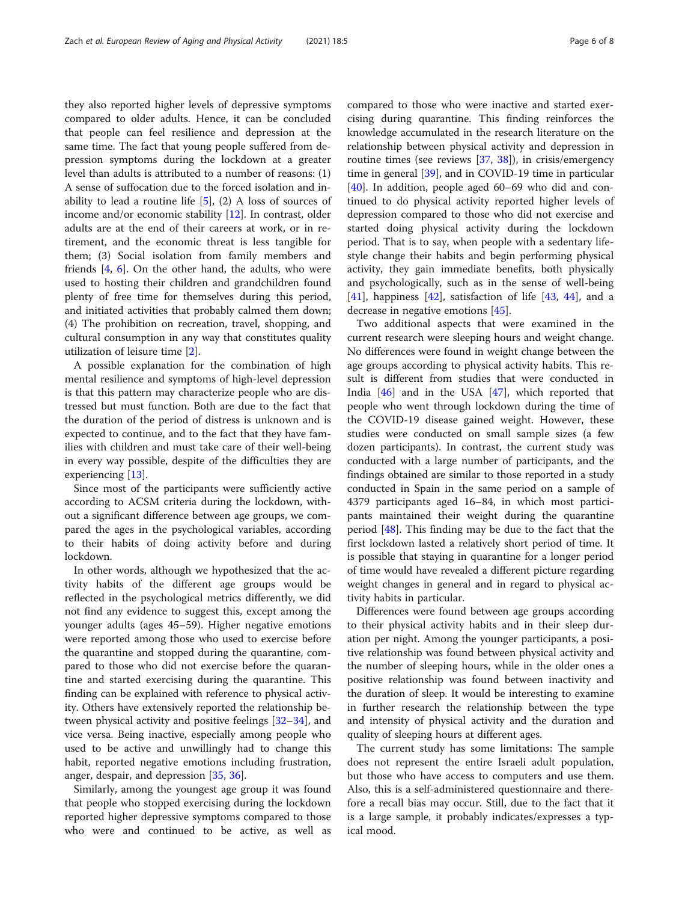they also reported higher levels of depressive symptoms compared to older adults. Hence, it can be concluded that people can feel resilience and depression at the same time. The fact that young people suffered from depression symptoms during the lockdown at a greater level than adults is attributed to a number of reasons: (1) A sense of suffocation due to the forced isolation and inability to lead a routine life [5], (2) A loss of sources of income and/or economic stability [12]. In contrast, older adults are at the end of their careers at work, or in retirement, and the economic threat is less tangible for them; (3) Social isolation from family members and friends [4, 6]. On the other hand, the adults, who were used to hosting their children and grandchildren found plenty of free time for themselves during this period, and initiated activities that probably calmed them down; (4) The prohibition on recreation, travel, shopping, and cultural consumption in any way that constitutes quality utilization of leisure time [2].

A possible explanation for the combination of high mental resilience and symptoms of high-level depression is that this pattern may characterize people who are distressed but must function. Both are due to the fact that the duration of the period of distress is unknown and is expected to continue, and to the fact that they have families with children and must take care of their well-being in every way possible, despite of the difficulties they are experiencing [13].

Since most of the participants were sufficiently active according to ACSM criteria during the lockdown, without a significant difference between age groups, we compared the ages in the psychological variables, according to their habits of doing activity before and during lockdown.

In other words, although we hypothesized that the activity habits of the different age groups would be reflected in the psychological metrics differently, we did not find any evidence to suggest this, except among the younger adults (ages 45–59). Higher negative emotions were reported among those who used to exercise before the quarantine and stopped during the quarantine, compared to those who did not exercise before the quarantine and started exercising during the quarantine. This finding can be explained with reference to physical activity. Others have extensively reported the relationship between physical activity and positive feelings [32–34], and vice versa. Being inactive, especially among people who used to be active and unwillingly had to change this habit, reported negative emotions including frustration, anger, despair, and depression [35, 36].

Similarly, among the youngest age group it was found that people who stopped exercising during the lockdown reported higher depressive symptoms compared to those who were and continued to be active, as well as compared to those who were inactive and started exercising during quarantine. This finding reinforces the knowledge accumulated in the research literature on the relationship between physical activity and depression in routine times (see reviews [37, 38]), in crisis/emergency time in general [39], and in COVID-19 time in particular [40]. In addition, people aged 60–69 who did and continued to do physical activity reported higher levels of depression compared to those who did not exercise and started doing physical activity during the lockdown period. That is to say, when people with a sedentary lifestyle change their habits and begin performing physical activity, they gain immediate benefits, both physically and psychologically, such as in the sense of well-being [41], happiness [42], satisfaction of life [43, 44], and a decrease in negative emotions [45].

Two additional aspects that were examined in the current research were sleeping hours and weight change. No differences were found in weight change between the age groups according to physical activity habits. This result is different from studies that were conducted in India [46] and in the USA [47], which reported that people who went through lockdown during the time of the COVID-19 disease gained weight. However, these studies were conducted on small sample sizes (a few dozen participants). In contrast, the current study was conducted with a large number of participants, and the findings obtained are similar to those reported in a study conducted in Spain in the same period on a sample of 4379 participants aged 16–84, in which most participants maintained their weight during the quarantine period [48]. This finding may be due to the fact that the first lockdown lasted a relatively short period of time. It is possible that staying in quarantine for a longer period of time would have revealed a different picture regarding weight changes in general and in regard to physical activity habits in particular.

Differences were found between age groups according to their physical activity habits and in their sleep duration per night. Among the younger participants, a positive relationship was found between physical activity and the number of sleeping hours, while in the older ones a positive relationship was found between inactivity and the duration of sleep. It would be interesting to examine in further research the relationship between the type and intensity of physical activity and the duration and quality of sleeping hours at different ages.

The current study has some limitations: The sample does not represent the entire Israeli adult population, but those who have access to computers and use them. Also, this is a self-administered questionnaire and therefore a recall bias may occur. Still, due to the fact that it is a large sample, it probably indicates/expresses a typical mood.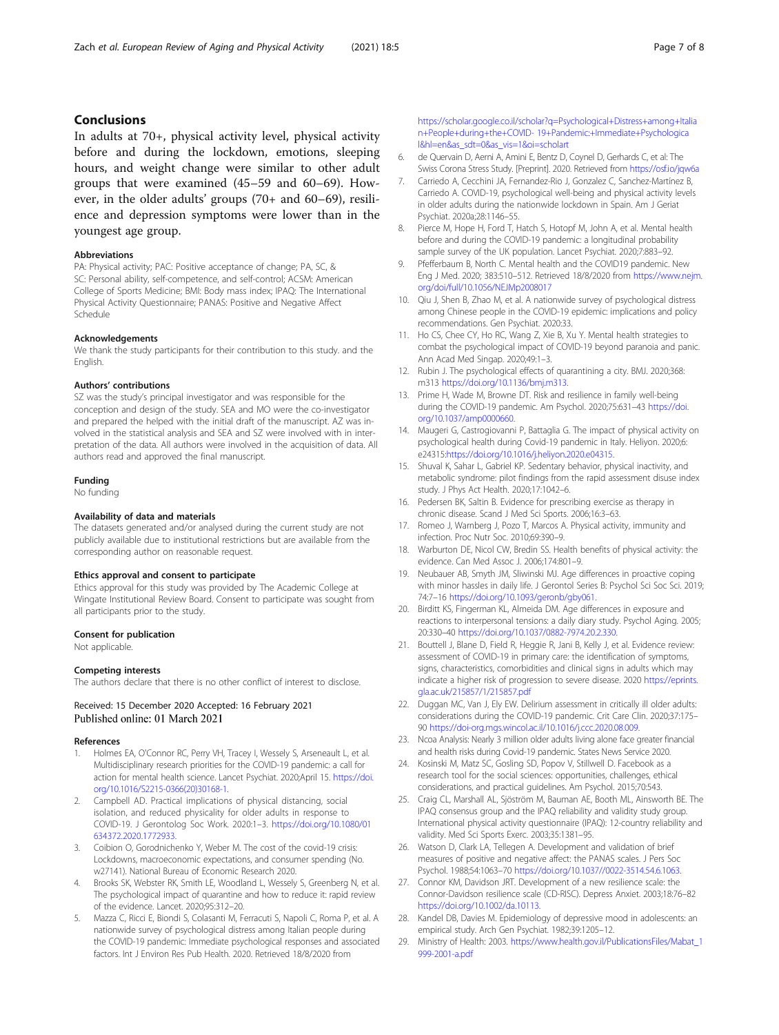## Conclusions

In adults at 70+, physical activity level, physical activity before and during the lockdown, emotions, sleeping hours, and weight change were similar to other adult groups that were examined (45–59 and 60–69). However, in the older adults' groups (70+ and 60–69), resilience and depression symptoms were lower than in the youngest age group.

### Abbreviations

PA: Physical activity; PAC: Positive acceptance of change; PA, SC, & SC: Personal ability, self-competence, and self-control; ACSM: American College of Sports Medicine; BMI: Body mass index; IPAQ: The International Physical Activity Questionnaire; PANAS: Positive and Negative Affect Schedule

### Acknowledgements

We thank the study participants for their contribution to this study. and the English.

### Authors' contributions

SZ was the study's principal investigator and was responsible for the conception and design of the study. SEA and MO were the co-investigator and prepared the helped with the initial draft of the manuscript. AZ was involved in the statistical analysis and SEA and SZ were involved with in interpretation of the data. All authors were involved in the acquisition of data. All authors read and approved the final manuscript.

### Funding

No funding

### Availability of data and materials

The datasets generated and/or analysed during the current study are not publicly available due to institutional restrictions but are available from the corresponding author on reasonable request.

### Ethics approval and consent to participate

Ethics approval for this study was provided by The Academic College at Wingate Institutional Review Board. Consent to participate was sought from all participants prior to the study.

### Consent for publication

Not applicable.

### Competing interests

The authors declare that there is no other conflict of interest to disclose.

Received: 15 December 2020 Accepted: 16 February 2021
Published online: 01 March 2021

### References

1. Holmes EA, O'Connor RC, Perry VH, Tracey I, Wessely S, Arseneault L, et al. Multidisciplinary research priorities for the COVID-19 pandemic: a call for action for mental health science. Lancet Psychiat. 2020;April 15. https://doi.org/10.1016/S2215-0366(20)30168-1.
2. Campbell AD. Practical implications of physical distancing, social isolation, and reduced physicality for older adults in response to COVID-19. J Gerontolog Soc Work. 2020:1–3. https://doi.org/10.1080/01634372.2020.1772933.
3. Coibion O, Gorodnichenko Y, Weber M. The cost of the covid-19 crisis: Lockdowns, macroeconomic expectations, and consumer spending (No. w27141). National Bureau of Economic Research 2020.
4. Brooks SK, Webster RK, Smith LE, Woodland L, Wessely S, Greenberg N, et al. The psychological impact of quarantine and how to reduce it: rapid review of the evidence. Lancet. 2020;95:312–20.
5. Mazza C, Ricci E, Biondi S, Colasanti M, Ferracuti S, Napoli C, Roma P, et al. A nationwide survey of psychological distress among Italian people during the COVID-19 pandemic: Immediate psychological responses and associated factors. Int J Environ Res Pub Health. 2020. Retrieved 18/8/2020 from https://scholar.google.co.il/scholar?q=Psychological+Distress+among+Italian+People+during+the+COVID- 19+Pandemic:+Immediate+Psychological&hl=en&as_sdt=0&as_vis=1&oi=scholart
6. de Quervain D, Aerni A, Amini E, Bentz D, Coynel D, Gerhards C, et al: The Swiss Corona Stress Study. [Preprint]. 2020. Retrieved from https://osf.io/jqw6a
7. Carriedo A, Cecchini JA, Fernandez-Rio J, Gonzalez C, Sanchez-Martínez B, Carriedo A. COVID-19, psychological well-being and physical activity levels in older adults during the nationwide lockdown in Spain. Am J Geriat Psychiat. 2020a;28:1146–55.
8. Pierce M, Hope H, Ford T, Hatch S, Hotopf M, John A, et al. Mental health before and during the COVID-19 pandemic: a longitudinal probability sample survey of the UK population. Lancet Psychiat. 2020;7:883–92.
9. Pfefferbaum B, North C. Mental health and the COVID19 pandemic. New Eng J Med. 2020; 383:510–512. Retrieved 18/8/2020 from https://www.nejm.org/doi/full/10.1056/NEJMp2008017
10. Qiu J, Shen B, Zhao M, et al. A nationwide survey of psychological distress among Chinese people in the COVID-19 epidemic: implications and policy recommendations. Gen Psychiat. 2020:33.
11. Ho CS, Chee CY, Ho RC, Wang Z, Xie B, Xu Y. Mental health strategies to combat the psychological impact of COVID-19 beyond paranoia and panic. Ann Acad Med Singap. 2020;49:1–3.
12. Rubin J. The psychological effects of quarantining a city. BMJ. 2020;368: m313 https://doi.org/10.1136/bmj.m313.
13. Prime H, Wade M, Browne DT. Risk and resilience in family well-being during the COVID-19 pandemic. Am Psychol. 2020;75:631–43 https://doi.org/10.1037/amp0000660.
14. Maugeri G, Castrogiovanni P, Battaglia G. The impact of physical activity on psychological health during Covid-19 pandemic in Italy. Heliyon. 2020;6: e24315:https://doi.org/10.1016/j.heliyon.2020.e04315.
15. Shuval K, Sahar L, Gabriel KP. Sedentary behavior, physical inactivity, and metabolic syndrome: pilot findings from the rapid assessment disuse index study. J Phys Act Health. 2020;17:1042–6.
16. Pedersen BK, Saltin B. Evidence for prescribing exercise as therapy in chronic disease. Scand J Med Sci Sports. 2006;16:3–63.
17. Romeo J, Warnberg J, Pozo T, Marcos A. Physical activity, immunity and infection. Proc Nutr Soc. 2010;69:390–9.
18. Warburton DE, Nicol CW, Bredin SS. Health benefits of physical activity: the evidence. Can Med Assoc J. 2006;174:801–9.
19. Neubauer AB, Smyth JM, Sliwinski MJ. Age differences in proactive coping with minor hassles in daily life. J Gerontol Series B: Psychol Sci Soc Sci. 2019; 74:7–16 https://doi.org/10.1093/geronb/gby061.
20. Birditt KS, Fingerman KL, Almeida DM. Age differences in exposure and reactions to interpersonal tensions: a daily diary study. Psychol Aging. 2005; 20:330–40 https://doi.org/10.1037/0882-7974.20.2.330.
21. Bouttell J, Blane D, Field R, Heggie R, Jani B, Kelly J, et al. Evidence review: assessment of COVID-19 in primary care: the identification of symptoms, signs, characteristics, comorbidities and clinical signs in adults which may indicate a higher risk of progression to severe disease. 2020 https://eprints.gla.ac.uk/215857/1/215857.pdf
22. Duggan MC, Van J, Ely EW. Delirium assessment in critically ill older adults: considerations during the COVID-19 pandemic. Crit Care Clin. 2020;37:175–90 https://doi-org.mgs.wincol.ac.il/10.1016/j.ccc.2020.08.009.
23. Ncoa Analysis: Nearly 3 million older adults living alone face greater financial and health risks during Covid-19 pandemic. States News Service 2020.
24. Kosinski M, Matz SC, Gosling SD, Popov V, Stillwell D. Facebook as a research tool for the social sciences: opportunities, challenges, ethical considerations, and practical guidelines. Am Psychol. 2015;70:543.
25. Craig CL, Marshall AL, Sjöström M, Bauman AE, Booth ML, Ainsworth BE. The IPAQ consensus group and the IPAQ reliability and validity study group. International physical activity questionnaire (IPAQ): 12-country reliability and validity. Med Sci Sports Exerc. 2003;35:1381–95.
26. Watson D, Clark LA, Tellegen A. Development and validation of brief measures of positive and negative affect: the PANAS scales. J Pers Soc Psychol. 1988;54:1063–70 https://doi.org/10.1037//0022-3514.54.6.1063.
27. Connor KM, Davidson JRT. Development of a new resilience scale: the Connor-Davidson resilience scale (CD-RISC). Depress Anxiet. 2003;18:76–82 https://doi.org/10.1002/da.10113.
28. Kandel DB, Davies M. Epidemiology of depressive mood in adolescents: an empirical study. Arch Gen Psychiat. 1982;39:1205–12.
29. Ministry of Health: 2003. https://www.health.gov.il/PublicationsFiles/Mabat_1999-2001-a.pdf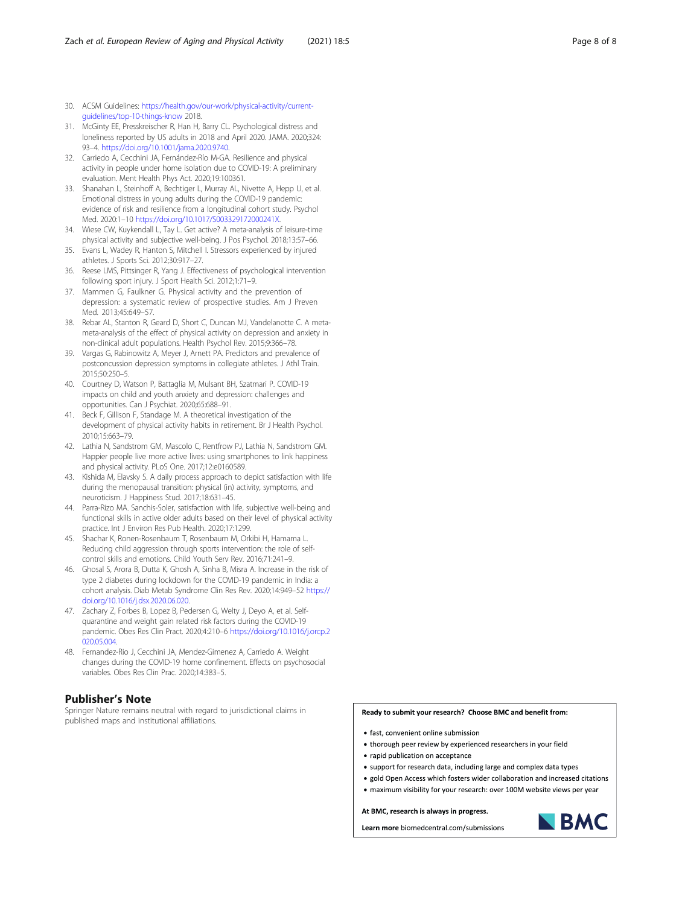30. ACSM Guidelines: https://health.gov/our-work/physical-activity/current-guidelines/top-10-things-know 2018.
31. McGinty EE, Presskreischer R, Han H, Barry CL. Psychological distress and loneliness reported by US adults in 2018 and April 2020. JAMA. 2020;324:93–4. https://doi.org/10.1001/jama.2020.9740.
32. Carriedo A, Cecchini JA, Fernández-Río M-GA. Resilience and physical activity in people under home isolation due to COVID-19: A preliminary evaluation. Ment Health Phys Act. 2020;19:100361.
33. Shanahan L, Steinhoff A, Bechtiger L, Murray AL, Nivette A, Hepp U, et al. Emotional distress in young adults during the COVID-19 pandemic: evidence of risk and resilience from a longitudinal cohort study. Psychol Med. 2020:1–10 https://doi.org/10.1017/S003329172000241X.
34. Wiese CW, Kuykendall L, Tay L. Get active? A meta-analysis of leisure-time physical activity and subjective well-being. J Pos Psychol. 2018;13:57–66.
35. Evans L, Wadey R, Hanton S, Mitchell I. Stressors experienced by injured athletes. J Sports Sci. 2012;30:917–27.
36. Reese LMS, Pittsinger R, Yang J. Effectiveness of psychological intervention following sport injury. J Sport Health Sci. 2012;1:71–9.
37. Mammen G, Faulkner G. Physical activity and the prevention of depression: a systematic review of prospective studies. Am J Preven Med. 2013;45:649–57.
38. Rebar AL, Stanton R, Geard D, Short C, Duncan MJ, Vandelanotte C. A meta-meta-analysis of the effect of physical activity on depression and anxiety in non-clinical adult populations. Health Psychol Rev. 2015;9:366–78.
39. Vargas G, Rabinowitz A, Meyer J, Arnett PA. Predictors and prevalence of postconcussion depression symptoms in collegiate athletes. J Athl Train. 2015;50:250–5.
40. Courtney D, Watson P, Battaglia M, Mulsant BH, Szatmari P. COVID-19 impacts on child and youth anxiety and depression: challenges and opportunities. Can J Psychiat. 2020;65:688–91.
41. Beck F, Gillison F, Standage M. A theoretical investigation of the development of physical activity habits in retirement. Br J Health Psychol. 2010;15:663–79.
42. Lathia N, Sandstrom GM, Mascolo C, Rentfrow PJ, Lathia N, Sandstrom GM. Happier people live more active lives: using smartphones to link happiness and physical activity. PLoS One. 2017;12:e0160589.
43. Kishida M, Elavsky S. A daily process approach to depict satisfaction with life during the menopausal transition: physical (in) activity, symptoms, and neuroticism. J Happiness Stud. 2017;18:631–45.
44. Parra-Rizo MA. Sanchis-Soler, satisfaction with life, subjective well-being and functional skills in active older adults based on their level of physical activity practice. Int J Environ Res Pub Health. 2020;17:1299.
45. Shachar K, Ronen-Rosenbaum T, Rosenbaum M, Orkibi H, Hamama L. Reducing child aggression through sports intervention: the role of self-control skills and emotions. Child Youth Serv Rev. 2016;71:241–9.
46. Ghosal S, Arora B, Dutta K, Ghosh A, Sinha B, Misra A. Increase in the risk of type 2 diabetes during lockdown for the COVID-19 pandemic in India: a cohort analysis. Diab Metab Syndrome Clin Res Rev. 2020;14:949–52 https://doi.org/10.1016/j.dsx.2020.06.020.
47. Zachary Z, Forbes B, Lopez B, Pedersen G, Welty J, Deyo A, et al. Self-quarantine and weight gain related risk factors during the COVID-19 pandemic. Obes Res Clin Pract. 2020;4:210–6 https://doi.org/10.1016/j.orcp.2020.05.004.
48. Fernandez-Rio J, Cecchini JA, Mendez-Gimenez A, Carriedo A. Weight changes during the COVID-19 home confinement. Effects on psychosocial variables. Obes Res Clin Prac. 2020;14:383–5.

## Publisher's Note

Springer Nature remains neutral with regard to jurisdictional claims in published maps and institutional affiliations.

**Ready to submit your research? Choose BMC and benefit from:**

- fast, convenient online submission
- thorough peer review by experienced researchers in your field
- rapid publication on acceptance
- support for research data, including large and complex data types
- gold Open Access which fosters wider collaboration and increased citations
- maximum visibility for your research: over 100M website views per year

**At BMC, research is always in progress.**

**Learn more** biomedcentral.com/submissions

BMC